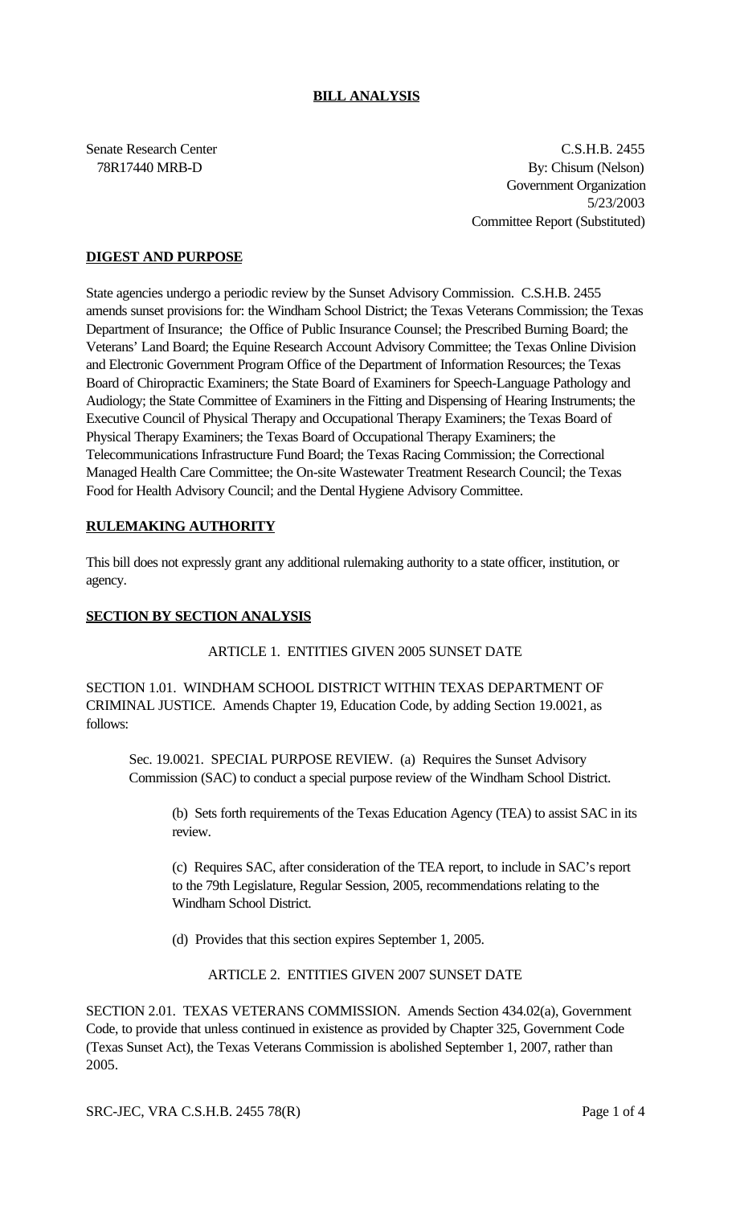# BILL ANALYSIS

Senate Research Center
78R17440 MRB-D

C.S.H.B. 2455
By: Chisum (Nelson)
Government Organization
5/23/2003
Committee Report (Substituted)

## DIGEST AND PURPOSE

State agencies undergo a periodic review by the Sunset Advisory Commission. C.S.H.B. 2455 amends sunset provisions for: the Windham School District; the Texas Veterans Commission; the Texas Department of Insurance; the Office of Public Insurance Counsel; the Prescribed Burning Board; the Veterans' Land Board; the Equine Research Account Advisory Committee; the Texas Online Division and Electronic Government Program Office of the Department of Information Resources; the Texas Board of Chiropractic Examiners; the State Board of Examiners for Speech-Language Pathology and Audiology; the State Committee of Examiners in the Fitting and Dispensing of Hearing Instruments; the Executive Council of Physical Therapy and Occupational Therapy Examiners; the Texas Board of Physical Therapy Examiners; the Texas Board of Occupational Therapy Examiners; the Telecommunications Infrastructure Fund Board; the Texas Racing Commission; the Correctional Managed Health Care Committee; the On-site Wastewater Treatment Research Council; the Texas Food for Health Advisory Council; and the Dental Hygiene Advisory Committee.

## RULEMAKING AUTHORITY

This bill does not expressly grant any additional rulemaking authority to a state officer, institution, or agency.

## SECTION BY SECTION ANALYSIS

ARTICLE 1. ENTITIES GIVEN 2005 SUNSET DATE

SECTION 1.01. WINDHAM SCHOOL DISTRICT WITHIN TEXAS DEPARTMENT OF CRIMINAL JUSTICE. Amends Chapter 19, Education Code, by adding Section 19.0021, as follows:

Sec. 19.0021. SPECIAL PURPOSE REVIEW. (a) Requires the Sunset Advisory Commission (SAC) to conduct a special purpose review of the Windham School District.

(b) Sets forth requirements of the Texas Education Agency (TEA) to assist SAC in its review.

(c) Requires SAC, after consideration of the TEA report, to include in SAC's report to the 79th Legislature, Regular Session, 2005, recommendations relating to the Windham School District.

(d) Provides that this section expires September 1, 2005.

ARTICLE 2. ENTITIES GIVEN 2007 SUNSET DATE

SECTION 2.01. TEXAS VETERANS COMMISSION. Amends Section 434.02(a), Government Code, to provide that unless continued in existence as provided by Chapter 325, Government Code (Texas Sunset Act), the Texas Veterans Commission is abolished September 1, 2007, rather than 2005.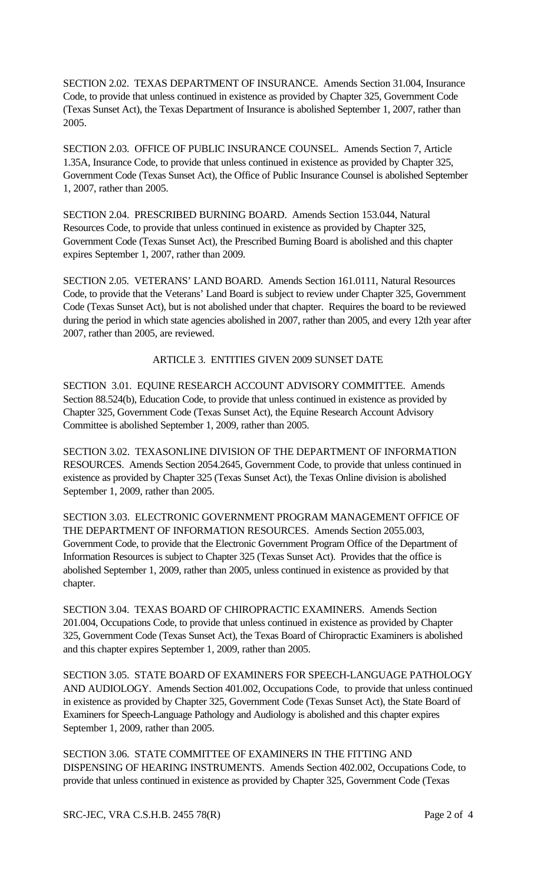SECTION 2.02. TEXAS DEPARTMENT OF INSURANCE. Amends Section 31.004, Insurance Code, to provide that unless continued in existence as provided by Chapter 325, Government Code (Texas Sunset Act), the Texas Department of Insurance is abolished September 1, 2007, rather than 2005.

SECTION 2.03. OFFICE OF PUBLIC INSURANCE COUNSEL. Amends Section 7, Article 1.35A, Insurance Code, to provide that unless continued in existence as provided by Chapter 325, Government Code (Texas Sunset Act), the Office of Public Insurance Counsel is abolished September 1, 2007, rather than 2005.

SECTION 2.04. PRESCRIBED BURNING BOARD. Amends Section 153.044, Natural Resources Code, to provide that unless continued in existence as provided by Chapter 325, Government Code (Texas Sunset Act), the Prescribed Burning Board is abolished and this chapter expires September 1, 2007, rather than 2009.

SECTION 2.05. VETERANS' LAND BOARD. Amends Section 161.0111, Natural Resources Code, to provide that the Veterans' Land Board is subject to review under Chapter 325, Government Code (Texas Sunset Act), but is not abolished under that chapter. Requires the board to be reviewed during the period in which state agencies abolished in 2007, rather than 2005, and every 12th year after 2007, rather than 2005, are reviewed.

## ARTICLE 3. ENTITIES GIVEN 2009 SUNSET DATE

SECTION 3.01. EQUINE RESEARCH ACCOUNT ADVISORY COMMITTEE. Amends Section 88.524(b), Education Code, to provide that unless continued in existence as provided by Chapter 325, Government Code (Texas Sunset Act), the Equine Research Account Advisory Committee is abolished September 1, 2009, rather than 2005.

SECTION 3.02. TEXASONLINE DIVISION OF THE DEPARTMENT OF INFORMATION RESOURCES. Amends Section 2054.2645, Government Code, to provide that unless continued in existence as provided by Chapter 325 (Texas Sunset Act), the Texas Online division is abolished September 1, 2009, rather than 2005.

SECTION 3.03. ELECTRONIC GOVERNMENT PROGRAM MANAGEMENT OFFICE OF THE DEPARTMENT OF INFORMATION RESOURCES. Amends Section 2055.003, Government Code, to provide that the Electronic Government Program Office of the Department of Information Resources is subject to Chapter 325 (Texas Sunset Act). Provides that the office is abolished September 1, 2009, rather than 2005, unless continued in existence as provided by that chapter.

SECTION 3.04. TEXAS BOARD OF CHIROPRACTIC EXAMINERS. Amends Section 201.004, Occupations Code, to provide that unless continued in existence as provided by Chapter 325, Government Code (Texas Sunset Act), the Texas Board of Chiropractic Examiners is abolished and this chapter expires September 1, 2009, rather than 2005.

SECTION 3.05. STATE BOARD OF EXAMINERS FOR SPEECH-LANGUAGE PATHOLOGY AND AUDIOLOGY. Amends Section 401.002, Occupations Code, to provide that unless continued in existence as provided by Chapter 325, Government Code (Texas Sunset Act), the State Board of Examiners for Speech-Language Pathology and Audiology is abolished and this chapter expires September 1, 2009, rather than 2005.

SECTION 3.06. STATE COMMITTEE OF EXAMINERS IN THE FITTING AND DISPENSING OF HEARING INSTRUMENTS. Amends Section 402.002, Occupations Code, to provide that unless continued in existence as provided by Chapter 325, Government Code (Texas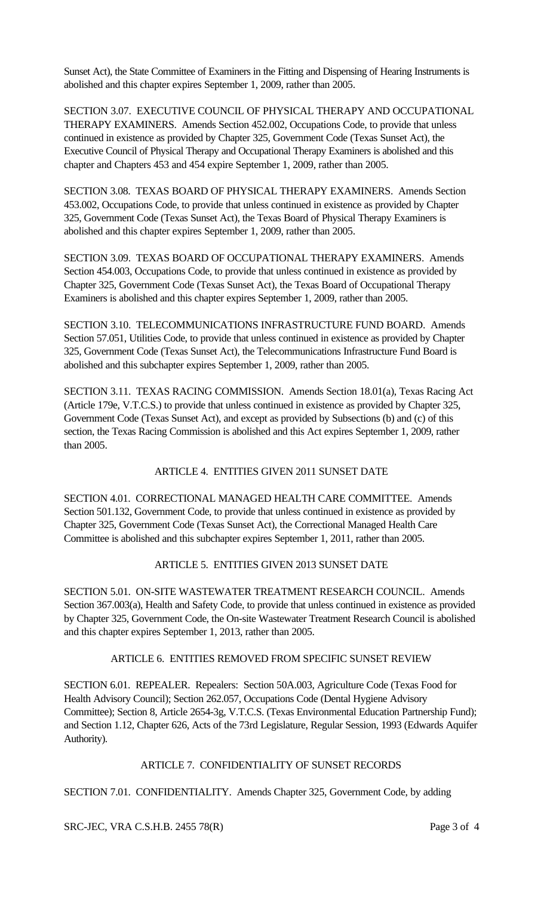Sunset Act), the State Committee of Examiners in the Fitting and Dispensing of Hearing Instruments is abolished and this chapter expires September 1, 2009, rather than 2005.

SECTION 3.07. EXECUTIVE COUNCIL OF PHYSICAL THERAPY AND OCCUPATIONAL THERAPY EXAMINERS. Amends Section 452.002, Occupations Code, to provide that unless continued in existence as provided by Chapter 325, Government Code (Texas Sunset Act), the Executive Council of Physical Therapy and Occupational Therapy Examiners is abolished and this chapter and Chapters 453 and 454 expire September 1, 2009, rather than 2005.

SECTION 3.08. TEXAS BOARD OF PHYSICAL THERAPY EXAMINERS. Amends Section 453.002, Occupations Code, to provide that unless continued in existence as provided by Chapter 325, Government Code (Texas Sunset Act), the Texas Board of Physical Therapy Examiners is abolished and this chapter expires September 1, 2009, rather than 2005.

SECTION 3.09. TEXAS BOARD OF OCCUPATIONAL THERAPY EXAMINERS. Amends Section 454.003, Occupations Code, to provide that unless continued in existence as provided by Chapter 325, Government Code (Texas Sunset Act), the Texas Board of Occupational Therapy Examiners is abolished and this chapter expires September 1, 2009, rather than 2005.

SECTION 3.10. TELECOMMUNICATIONS INFRASTRUCTURE FUND BOARD. Amends Section 57.051, Utilities Code, to provide that unless continued in existence as provided by Chapter 325, Government Code (Texas Sunset Act), the Telecommunications Infrastructure Fund Board is abolished and this subchapter expires September 1, 2009, rather than 2005.

SECTION 3.11. TEXAS RACING COMMISSION. Amends Section 18.01(a), Texas Racing Act (Article 179e, V.T.C.S.) to provide that unless continued in existence as provided by Chapter 325, Government Code (Texas Sunset Act), and except as provided by Subsections (b) and (c) of this section, the Texas Racing Commission is abolished and this Act expires September 1, 2009, rather than 2005.

## ARTICLE 4. ENTITIES GIVEN 2011 SUNSET DATE

SECTION 4.01. CORRECTIONAL MANAGED HEALTH CARE COMMITTEE. Amends Section 501.132, Government Code, to provide that unless continued in existence as provided by Chapter 325, Government Code (Texas Sunset Act), the Correctional Managed Health Care Committee is abolished and this subchapter expires September 1, 2011, rather than 2005.

## ARTICLE 5. ENTITIES GIVEN 2013 SUNSET DATE

SECTION 5.01. ON-SITE WASTEWATER TREATMENT RESEARCH COUNCIL. Amends Section 367.003(a), Health and Safety Code, to provide that unless continued in existence as provided by Chapter 325, Government Code, the On-site Wastewater Treatment Research Council is abolished and this chapter expires September 1, 2013, rather than 2005.

## ARTICLE 6. ENTITIES REMOVED FROM SPECIFIC SUNSET REVIEW

SECTION 6.01. REPEALER. Repealers: Section 50A.003, Agriculture Code (Texas Food for Health Advisory Council); Section 262.057, Occupations Code (Dental Hygiene Advisory Committee); Section 8, Article 2654-3g, V.T.C.S. (Texas Environmental Education Partnership Fund); and Section 1.12, Chapter 626, Acts of the 73rd Legislature, Regular Session, 1993 (Edwards Aquifer Authority).

## ARTICLE 7. CONFIDENTIALITY OF SUNSET RECORDS

SECTION 7.01. CONFIDENTIALITY. Amends Chapter 325, Government Code, by adding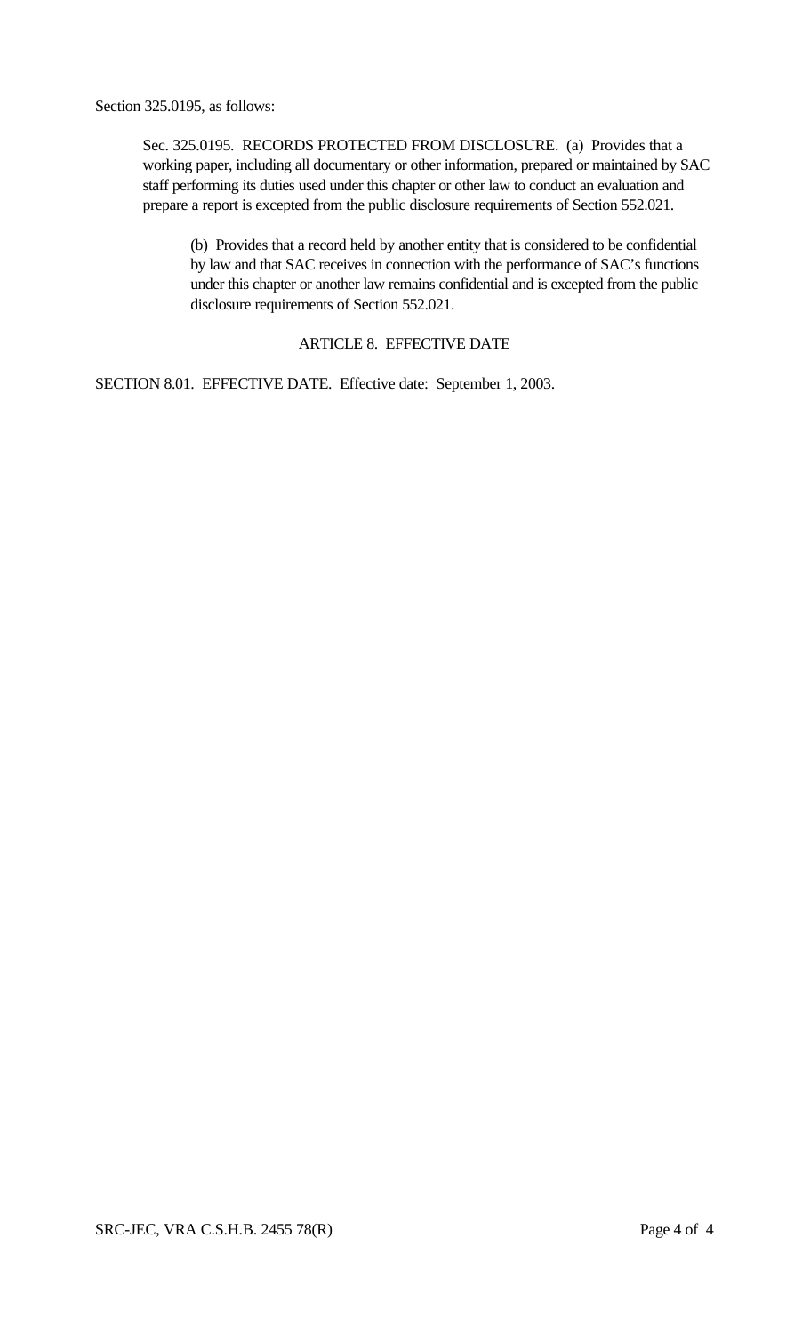Section 325.0195, as follows:

Sec. 325.0195. RECORDS PROTECTED FROM DISCLOSURE. (a) Provides that a working paper, including all documentary or other information, prepared or maintained by SAC staff performing its duties used under this chapter or other law to conduct an evaluation and prepare a report is excepted from the public disclosure requirements of Section 552.021.

(b) Provides that a record held by another entity that is considered to be confidential by law and that SAC receives in connection with the performance of SAC's functions under this chapter or another law remains confidential and is excepted from the public disclosure requirements of Section 552.021.

ARTICLE 8. EFFECTIVE DATE

SECTION 8.01. EFFECTIVE DATE. Effective date: September 1, 2003.